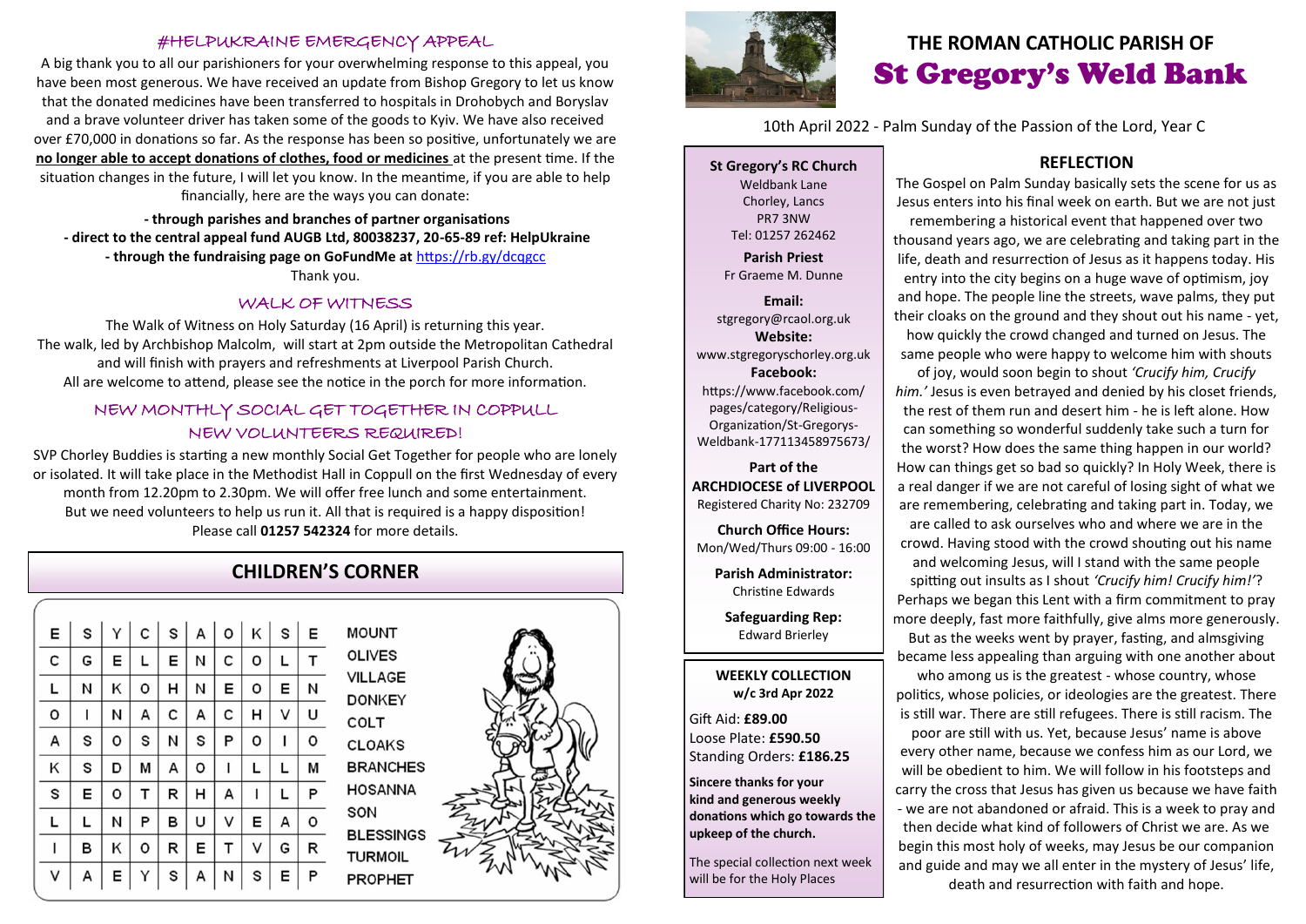# THE ROMAN CATHOLIC PARISH OF

# St Gregory's Weld Bank

10th April 2022 - Palm Sunday of the Passion of the Lord, Year C

**St Gregory's RC Church**
Weldbank Lane
Chorley, Lancs
PR7 3NW
Tel: 01257 262462

**Parish Priest**
Fr Graeme M. Dunne

**Email:**
stgregory@rcaol.org.uk

**Website:**
www.stgregoryschorley.org.uk

**Facebook:**
https://www.facebook.com/pages/category/Religious-Organization/St-Gregorys-Weldbank-177113458975673/

**Part of the ARCHDIOCESE of LIVERPOOL**
Registered Charity No: 232709

**Church Office Hours:**
Mon/Wed/Thurs 09:00 - 16:00

**Parish Administrator:**
Christine Edwards

**Safeguarding Rep:**
Edward Brierley

**WEEKLY COLLECTION**
**w/c 3rd Apr 2022**

Gift Aid: **£89.00**
Loose Plate: **£590.50**
Standing Orders: **£186.25**

**Sincere thanks for your kind and generous weekly donations which go towards the upkeep of the church.**

The special collection next week will be for the Holy Places

## REFLECTION

The Gospel on Palm Sunday basically sets the scene for us as Jesus enters into his final week on earth. But we are not just remembering a historical event that happened over two thousand years ago, we are celebrating and taking part in the life, death and resurrection of Jesus as it happens today. His entry into the city begins on a huge wave of optimism, joy and hope. The people line the streets, wave palms, they put their cloaks on the ground and they shout out his name - yet, how quickly the crowd changed and turned on Jesus. The same people who were happy to welcome him with shouts of joy, would soon begin to shout *'Crucify him, Crucify him.'* Jesus is even betrayed and denied by his closet friends, the rest of them run and desert him - he is left alone. How can something so wonderful suddenly take such a turn for the worst? How does the same thing happen in our world? How can things get so bad so quickly? In Holy Week, there is a real danger if we are not careful of losing sight of what we are remembering, celebrating and taking part in. Today, we are called to ask ourselves who and where we are in the crowd. Having stood with the crowd shouting out his name and welcoming Jesus, will I stand with the same people spitting out insults as I shout *'Crucify him! Crucify him!'*? Perhaps we began this Lent with a firm commitment to pray more deeply, fast more faithfully, give alms more generously. But as the weeks went by prayer, fasting, and almsgiving became less appealing than arguing with one another about who among us is the greatest - whose country, whose politics, whose policies, or ideologies are the greatest. There is still war. There are still refugees. There is still racism. The poor are still with us. Yet, because Jesus' name is above every other name, because we confess him as our Lord, we will be obedient to him. We will follow in his footsteps and carry the cross that Jesus has given us because we have faith - we are not abandoned or afraid. This is a week to pray and then decide what kind of followers of Christ we are. As we begin this most holy of weeks, may Jesus be our companion and guide and may we all enter in the mystery of Jesus' life, death and resurrection with faith and hope.

## #HELPUKRAINE EMERGENCY APPEAL

A big thank you to all our parishioners for your overwhelming response to this appeal, you have been most generous. We have received an update from Bishop Gregory to let us know that the donated medicines have been transferred to hospitals in Drohobych and Boryslav and a brave volunteer driver has taken some of the goods to Kyiv. We have also received over £70,000 in donations so far. As the response has been so positive, unfortunately we are **no longer able to accept donations of clothes, food or medicines** at the present time. If the situation changes in the future, I will let you know. In the meantime, if you are able to help financially, here are the ways you can donate:

**- through parishes and branches of partner organisations**
**- direct to the central appeal fund AUGB Ltd, 80038237, 20-65-89 ref: HelpUkraine**
**- through the fundraising page on GoFundMe at** https://rb.gy/dcqgcc

Thank you.

## WALK OF WITNESS

The Walk of Witness on Holy Saturday (16 April) is returning this year.
The walk, led by Archbishop Malcolm, will start at 2pm outside the Metropolitan Cathedral and will finish with prayers and refreshments at Liverpool Parish Church.
All are welcome to attend, please see the notice in the porch for more information.

## NEW MONTHLY SOCIAL GET TOGETHER IN COPPULL
## NEW VOLUNTEERS REQUIRED!

SVP Chorley Buddies is starting a new monthly Social Get Together for people who are lonely or isolated. It will take place in the Methodist Hall in Coppull on the first Wednesday of every month from 12.20pm to 2.30pm. We will offer free lunch and some entertainment. But we need volunteers to help us run it. All that is required is a happy disposition! Please call **01257 542324** for more details.

## CHILDREN'S CORNER

| | | | | | | | | | |
|---|---|---|---|---|---|---|---|---|---|
| E | S | Y | C | S | A | O | K | S | E |
| C | G | E | L | E | N | C | O | L | T |
| L | N | K | O | H | N | E | O | E | N |
| O | I | N | A | C | A | C | H | V | U |
| A | S | O | S | N | S | P | O | I | O |
| K | S | D | M | A | O | I | L | L | M |
| S | E | O | T | R | H | A | I | L | P |
| L | L | N | P | B | U | V | E | A | O |
| I | B | K | O | R | E | T | V | G | R |
| V | A | E | Y | S | A | N | S | E | P |

MOUNT
OLIVES
VILLAGE
DONKEY
COLT
CLOAKS
BRANCHES
HOSANNA
SON
BLESSINGS
TURMOIL
PROPHET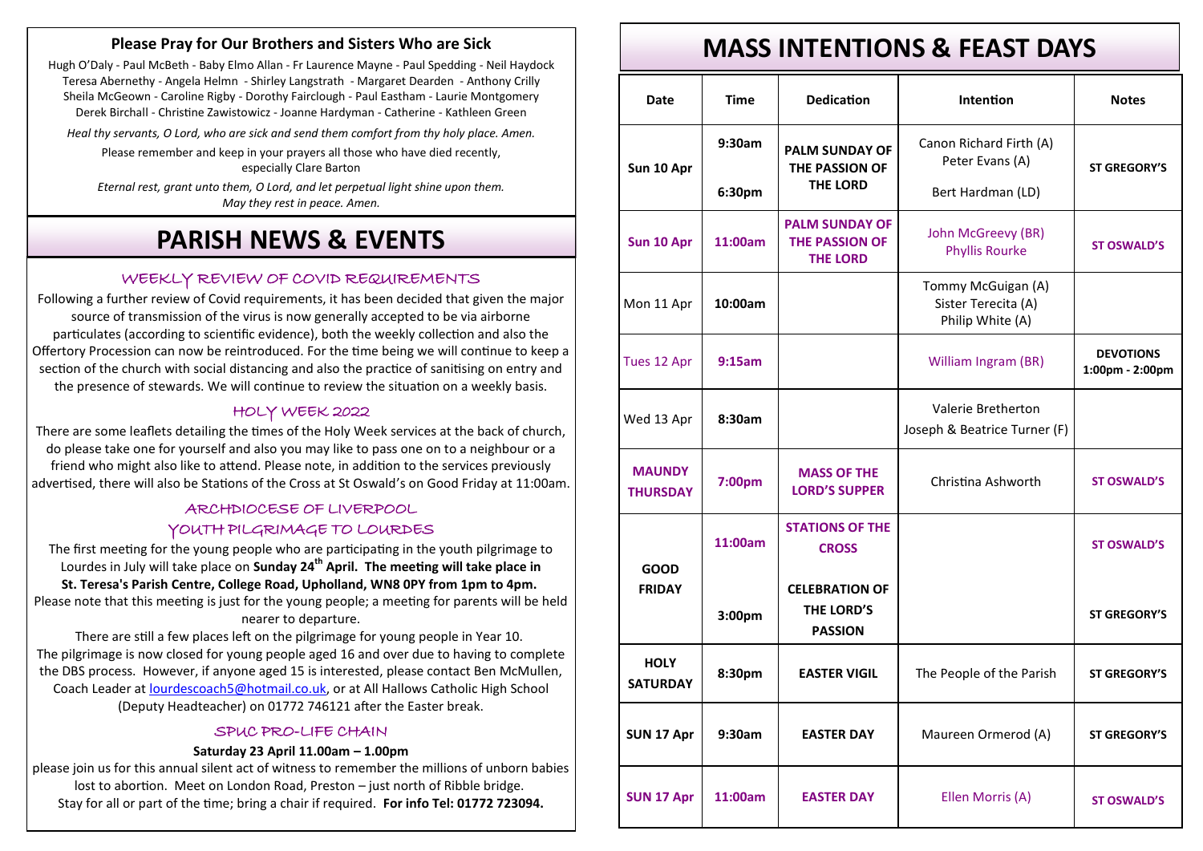## Please Pray for Our Brothers and Sisters Who are Sick

Hugh O'Daly - Paul McBeth - Baby Elmo Allan - Fr Laurence Mayne - Paul Spedding - Neil Haydock Teresa Abernethy - Angela Helmn - Shirley Langstrath - Margaret Dearden - Anthony Crilly Sheila McGeown - Caroline Rigby - Dorothy Fairclough - Paul Eastham - Laurie Montgomery Derek Birchall - Christine Zawistowicz - Joanne Hardyman - Catherine - Kathleen Green

*Heal thy servants, O Lord, who are sick and send them comfort from thy holy place. Amen.*

Please remember and keep in your prayers all those who have died recently, especially Clare Barton

*Eternal rest, grant unto them, O Lord, and let perpetual light shine upon them. May they rest in peace. Amen.*

# PARISH NEWS & EVENTS

### WEEKLY REVIEW OF COVID REQUIREMENTS

Following a further review of Covid requirements, it has been decided that given the major source of transmission of the virus is now generally accepted to be via airborne particulates (according to scientific evidence), both the weekly collection and also the Offertory Procession can now be reintroduced. For the time being we will continue to keep a section of the church with social distancing and also the practice of sanitising on entry and the presence of stewards. We will continue to review the situation on a weekly basis.

### HOLY WEEK 2022

There are some leaflets detailing the times of the Holy Week services at the back of church, do please take one for yourself and also you may like to pass one on to a neighbour or a friend who might also like to attend. Please note, in addition to the services previously advertised, there will also be Stations of the Cross at St Oswald's on Good Friday at 11:00am.

### ARCHDIOCESE OF LIVERPOOL YOUTH PILGRIMAGE TO LOURDES

The first meeting for the young people who are participating in the youth pilgrimage to Lourdes in July will take place on **Sunday 24th April. The meeting will take place in St. Teresa's Parish Centre, College Road, Upholland, WN8 0PY from 1pm to 4pm.** Please note that this meeting is just for the young people; a meeting for parents will be held nearer to departure.

There are still a few places left on the pilgrimage for young people in Year 10. The pilgrimage is now closed for young people aged 16 and over due to having to complete the DBS process. However, if anyone aged 15 is interested, please contact Ben McMullen, Coach Leader at lourdescoach5@hotmail.co.uk, or at All Hallows Catholic High School (Deputy Headteacher) on 01772 746121 after the Easter break.

### SPUC PRO-LIFE CHAIN

**Saturday 23 April 11.00am – 1.00pm**

please join us for this annual silent act of witness to remember the millions of unborn babies lost to abortion. Meet on London Road, Preston – just north of Ribble bridge. Stay for all or part of the time; bring a chair if required. **For info Tel: 01772 723094.**

# MASS INTENTIONS & FEAST DAYS

| Date | Time | Dedication | Intention | Notes |
|---|---|---|---|---|
| Sun 10 Apr | 9:30am | PALM SUNDAY OF THE PASSION OF THE LORD | Canon Richard Firth (A) Peter Evans (A) | ST GREGORY'S |
| | 6:30pm | | Bert Hardman (LD) | |
| Sun 10 Apr | 11:00am | PALM SUNDAY OF THE PASSION OF THE LORD | John McGreevy (BR) Phyllis Rourke | ST OSWALD'S |
| Mon 11 Apr | 10:00am | | Tommy McGuigan (A) Sister Terecita (A) Philip White (A) | |
| Tues 12 Apr | 9:15am | | William Ingram (BR) | DEVOTIONS 1:00pm - 2:00pm |
| Wed 13 Apr | 8:30am | | Valerie Bretherton Joseph & Beatrice Turner (F) | |
| MAUNDY THURSDAY | 7:00pm | MASS OF THE LORD'S SUPPER | Christina Ashworth | ST OSWALD'S |
| GOOD FRIDAY | 11:00am | STATIONS OF THE CROSS | | ST OSWALD'S |
| | 3:00pm | CELEBRATION OF THE LORD'S PASSION | | ST GREGORY'S |
| HOLY SATURDAY | 8:30pm | EASTER VIGIL | The People of the Parish | ST GREGORY'S |
| SUN 17 Apr | 9:30am | EASTER DAY | Maureen Ormerod (A) | ST GREGORY'S |
| SUN 17 Apr | 11:00am | EASTER DAY | Ellen Morris (A) | ST OSWALD'S |